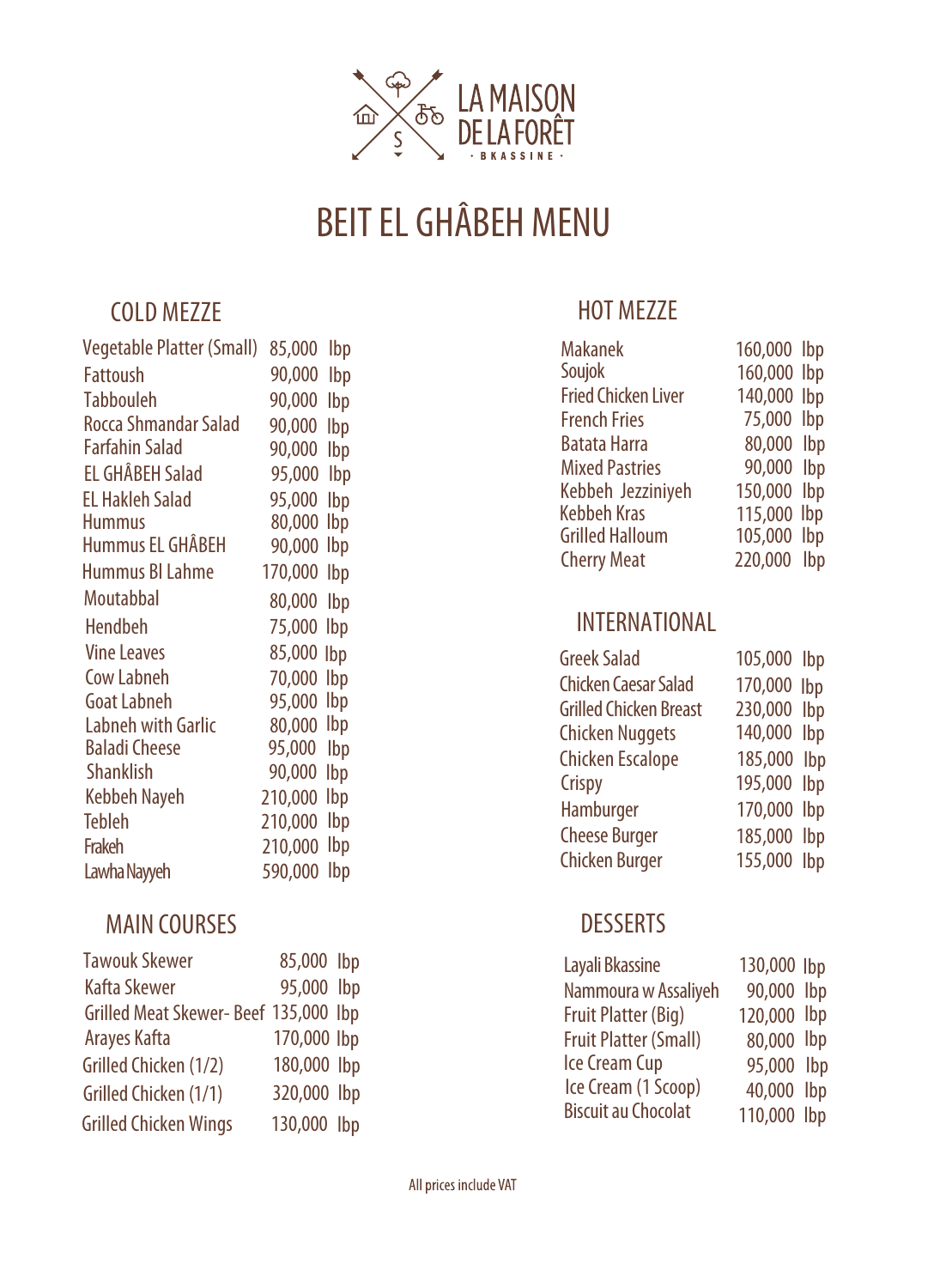LA MAISON DE LA FORÊT

· BKASSINE ·

# BEIT EL GHÂBEH MENU

## COLD MEZZE

| | |
|---|---|
| Vegetable Platter (Small) | 85,000 lbp |
| Fattoush | 90,000 lbp |
| Tabbouleh | 90,000 lbp |
| Rocca Shmandar Salad | 90,000 lbp |
| Farfahin Salad | 90,000 lbp |
| EL GHÂBEH Salad | 95,000 lbp |
| EL Hakleh Salad | 95,000 lbp |
| Hummus | 80,000 lbp |
| Hummus EL GHÂBEH | 90,000 lbp |
| Hummus Bl Lahme | 170,000 lbp |
| Moutabbal | 80,000 lbp |
| Hendbeh | 75,000 lbp |
| Vine Leaves | 85,000 lbp |
| Cow Labneh | 70,000 lbp |
| Goat Labneh | 95,000 lbp |
| Labneh with Garlic | 80,000 lbp |
| Baladi Cheese | 95,000 lbp |
| Shanklish | 90,000 lbp |
| Kebbeh Nayeh | 210,000 lbp |
| Tebleh | 210,000 lbp |
| Frakeh | 210,000 lbp |
| Lawha Nayyeh | 590,000 lbp |

## MAIN COURSES

| | |
|---|---|
| Tawouk Skewer | 85,000 lbp |
| Kafta Skewer | 95,000 lbp |
| Grilled Meat Skewer- Beef | 135,000 lbp |
| Arayes Kafta | 170,000 lbp |
| Grilled Chicken (1/2) | 180,000 lbp |
| Grilled Chicken (1/1) | 320,000 lbp |
| Grilled Chicken Wings | 130,000 lbp |

## HOT MEZZE

| | |
|---|---|
| Makanek | 160,000 lbp |
| Soujok | 160,000 lbp |
| Fried Chicken Liver | 140,000 lbp |
| French Fries | 75,000 lbp |
| Batata Harra | 80,000 lbp |
| Mixed Pastries | 90,000 lbp |
| Kebbeh Jezziniyeh | 150,000 lbp |
| Kebbeh Kras | 115,000 lbp |
| Grilled Halloum | 105,000 lbp |
| Cherry Meat | 220,000 lbp |

## INTERNATIONAL

| | |
|---|---|
| Greek Salad | 105,000 lbp |
| Chicken Caesar Salad | 170,000 lbp |
| Grilled Chicken Breast | 230,000 lbp |
| Chicken Nuggets | 140,000 lbp |
| Chicken Escalope | 185,000 lbp |
| Crispy | 195,000 lbp |
| Hamburger | 170,000 lbp |
| Cheese Burger | 185,000 lbp |
| Chicken Burger | 155,000 lbp |

## DESSERTS

| | |
|---|---|
| Layali Bkassine | 130,000 lbp |
| Nammoura w Assaliyeh | 90,000 lbp |
| Fruit Platter (Big) | 120,000 lbp |
| Fruit Platter (Small) | 80,000 lbp |
| Ice Cream Cup | 95,000 lbp |
| Ice Cream (1 Scoop) | 40,000 lbp |
| Biscuit au Chocolat | 110,000 lbp |

All prices include VAT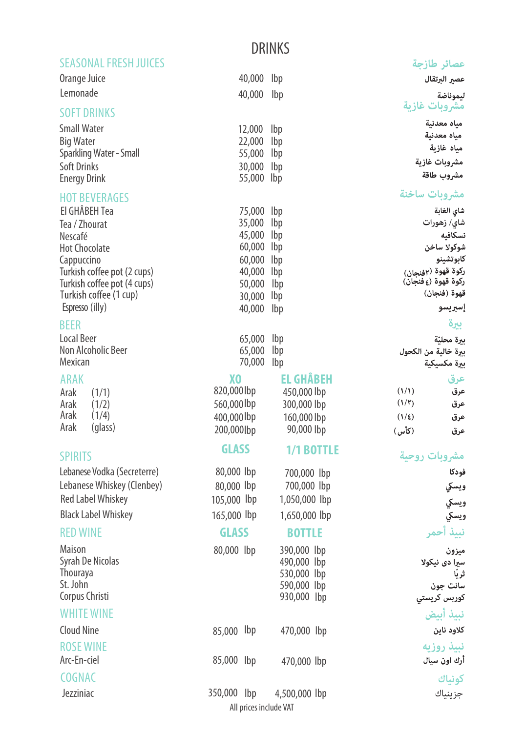# DRINKS

## SEASONAL FRESH JUICES — عصائر طازجة

| | | |
|---|---|---|
| Orange Juice | 40,000 lbp | عصير البرتقال |
| Lemonade | 40,000 lbp | ليموناضة |

## SOFT DRINKS — مشروبات غازية

| | | |
|---|---|---|
| Small Water | 12,000 lbp | مياه معدنية |
| Big Water | 22,000 lbp | مياه معدنية |
| Sparkling Water - Small | 55,000 lbp | مياه غازية |
| Soft Drinks | 30,000 lbp | مشروبات غازية |
| Energy Drink | 55,000 lbp | مشروب طاقة |

## HOT BEVERAGES — مشروبات ساخنة

| | | |
|---|---|---|
| El GHÂBEH Tea | 75,000 lbp | شاي الغابة |
| Tea / Zhourat | 35,000 lbp | شاي/ زهورات |
| Nescafé | 45,000 lbp | نسكافيه |
| Hot Chocolate | 60,000 lbp | شوكولا ساخن |
| Cappuccino | 60,000 lbp | كابوتشينو |
| Turkish coffee pot (2 cups) | 40,000 lbp | ركوة قهوة (٢فنجان) |
| Turkish coffee pot (4 cups) | 50,000 lbp | ركوة قهوة (٤ فنجان) |
| Turkish coffee (1 cup) | 30,000 lbp | قهوة (فنجان) |
| Espresso (illy) | 40,000 lbp | إسبريسو |

## BEER — بيرة

| | | |
|---|---|---|
| Local Beer | 65,000 lbp | بيرة محليّة |
| Non Alcoholic Beer | 65,000 lbp | بيرة خالية من الكحول |
| Mexican | 70,000 lbp | بيرة مكسيكية |

## ARAK — عرق

| | XO | EL GHÂBEH | |
|---|---|---|---|
| Arak (1/1) | 820,000 lbp | 450,000 lbp | عرق (١/١) |
| Arak (1/2) | 560,000 lbp | 300,000 lbp | عرق (١/٢) |
| Arak (1/4) | 400,000 lbp | 160,000 lbp | عرق (١/٤) |
| Arak (glass) | 200,000 lbp | 90,000 lbp | عرق (كأس) |

## SPIRITS — مشروبات روحية

| | GLASS | 1/1 BOTTLE | |
|---|---|---|---|
| Lebanese Vodka (Secreterre) | 80,000 lbp | 700,000 lbp | فودكا |
| Lebanese Whiskey (Clenbey) | 80,000 lbp | 700,000 lbp | ويسكي |
| Red Label Whiskey | 105,000 lbp | 1,050,000 lbp | ويسكي |
| Black Label Whiskey | 165,000 lbp | 1,650,000 lbp | ويسكي |

## RED WINE — نبيذ أحمر

| | GLASS | BOTTLE | |
|---|---|---|---|
| Maison | 80,000 lbp | 390,000 lbp | ميزون |
| Syrah De Nicolas | | 490,000 lbp | سيرا دي نيكولا |
| Thouraya | | 530,000 lbp | ثريّا |
| St. John | | 590,000 lbp | سانت جون |
| Corpus Christi | | 930,000 lbp | كوربس كريستي |

## WHITE WINE — نبيذ أبيض

| | | | |
|---|---|---|---|
| Cloud Nine | 85,000 lbp | 470,000 lbp | كلاود ناين |

## ROSE WINE — نبيذ روزيه

| | | | |
|---|---|---|---|
| Arc-En-ciel | 85,000 lbp | 470,000 lbp | أرك اون سيال |

## COGNAC — كونياك

| | | | |
|---|---|---|---|
| Jezziniac | 350,000 lbp | 4,500,000 lbp | جزينياك |

All prices include VAT